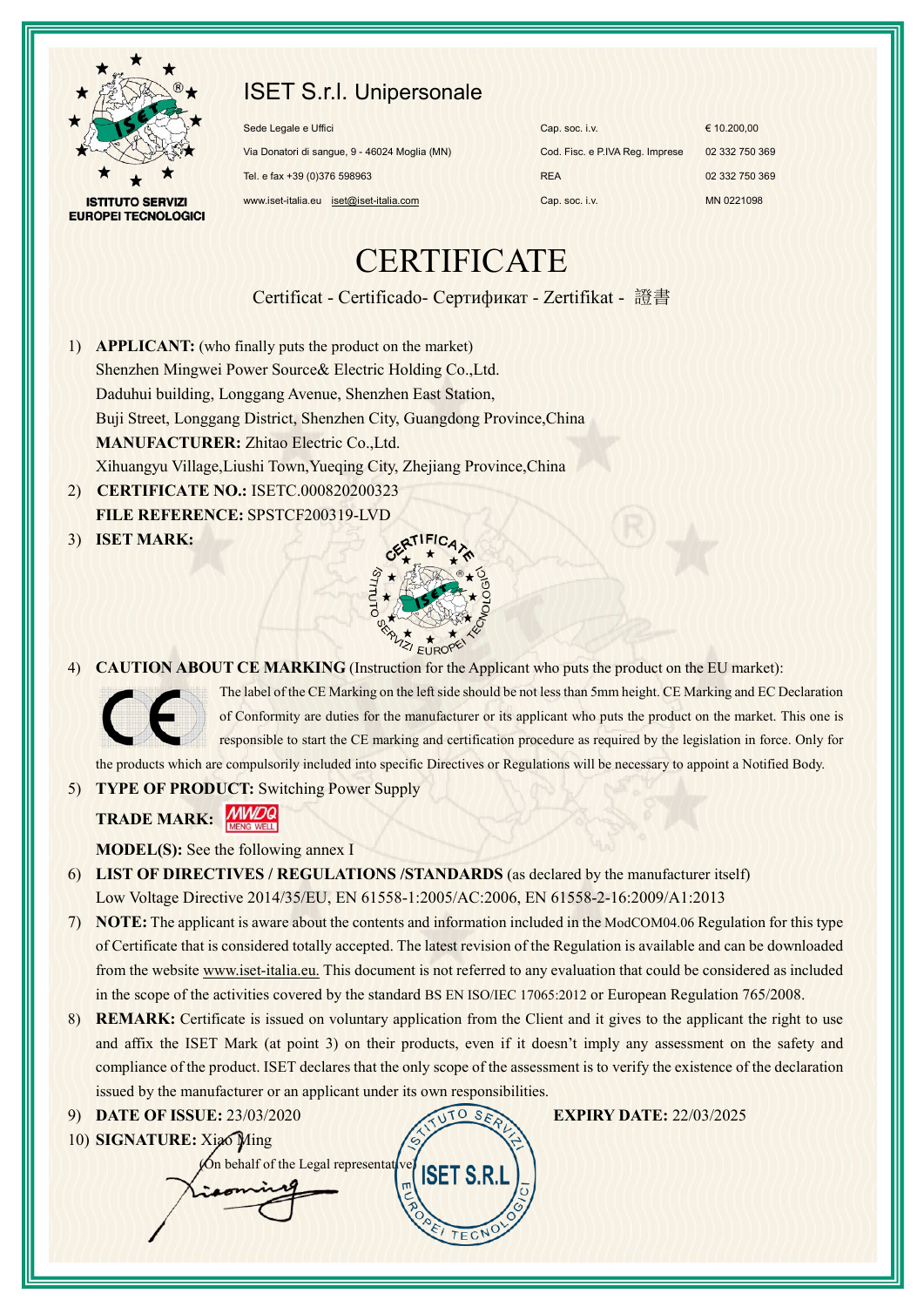ISTITUTO SERVIZI EUROPEI TECNOLOGICI

# ISET S.r.l. Unipersonale

| | | | |
|---|---|---|---|
| Sede Legale e Uffici | | Cap. soc. i.v. | € 10.200,00 |
| Via Donatori di sangue, 9 - 46024 Moglia (MN) | | Cod. Fisc. e P.IVA Reg. Imprese | 02 332 750 369 |
| Tel. e fax +39 (0)376 598963 | | REA | 02 332 750 369 |
| www.iset-italia.eu | iset@iset-italia.com | Cap. soc. i.v. | MN 0221098 |

# CERTIFICATE

Certificat - Certificado- Сертификат - Zertifikat - 證書

1) **APPLICANT:** (who finally puts the product on the market)
   Shenzhen Mingwei Power Source& Electric Holding Co.,Ltd.
   Daduhui building, Longgang Avenue, Shenzhen East Station,
   Buji Street, Longgang District, Shenzhen City, Guangdong Province,China
   **MANUFACTURER:** Zhitao Electric Co.,Ltd.
   Xihuangyu Village,Liushi Town,Yueqing City, Zhejiang Province,China
2) **CERTIFICATE NO.:** ISETC.000820200323
   **FILE REFERENCE:** SPSTCF200319-LVD
3) **ISET MARK:**
4) **CAUTION ABOUT CE MARKING** (Instruction for the Applicant who puts the product on the EU market):
   The label of the CE Marking on the left side should be not less than 5mm height. CE Marking and EC Declaration of Conformity are duties for the manufacturer or its applicant who puts the product on the market. This one is responsible to start the CE marking and certification procedure as required by the legislation in force. Only for the products which are compulsorily included into specific Directives or Regulations will be necessary to appoint a Notified Body.
5) **TYPE OF PRODUCT:** Switching Power Supply
   **TRADE MARK:** MWDQ MENG WELL
   **MODEL(S):** See the following annex I
6) **LIST OF DIRECTIVES / REGULATIONS /STANDARDS** (as declared by the manufacturer itself)
   Low Voltage Directive 2014/35/EU, EN 61558-1:2005/AC:2006, EN 61558-2-16:2009/A1:2013
7) **NOTE:** The applicant is aware about the contents and information included in the ModCOM04.06 Regulation for this type of Certificate that is considered totally accepted. The latest revision of the Regulation is available and can be downloaded from the website www.iset-italia.eu. This document is not referred to any evaluation that could be considered as included in the scope of the activities covered by the standard BS EN ISO/IEC 17065:2012 or European Regulation 765/2008.
8) **REMARK:** Certificate is issued on voluntary application from the Client and it gives to the applicant the right to use and affix the ISET Mark (at point 3) on their products, even if it doesn't imply any assessment on the safety and compliance of the product. ISET declares that the only scope of the assessment is to verify the existence of the declaration issued by the manufacturer or an applicant under its own responsibilities.
9) **DATE OF ISSUE:** 23/03/2020 **EXPIRY DATE:** 22/03/2025
10) **SIGNATURE:** Xiao Ming
    (On behalf of the Legal representative)

ISTITUTO SERVIZI EUROPEI TECNOLOGICI ISET S.R.L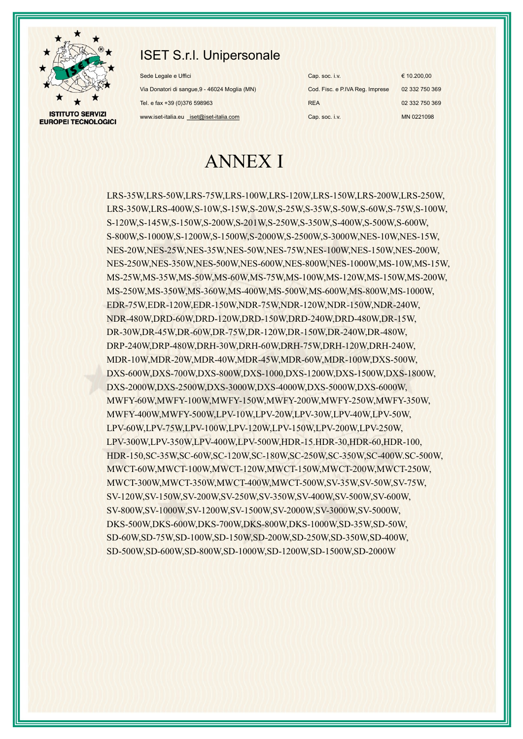**ISTITUTO SERVIZI EUROPEI TECNOLOGICI**

# ISET S.r.l. Unipersonale

| | | | |
|---|---|---|---|
| Sede Legale e Uffici | | Cap. soc. i.v. | € 10.200,00 |
| Via Donatori di sangue,9 - 46024 Moglia (MN) | | Cod. Fisc. e P.IVA Reg. Imprese | 02 332 750 369 |
| Tel. e fax +39 (0)376 598963 | | REA | 02 332 750 369 |
| www.iset-italia.eu | iset@iset-italia.com | Cap. soc. i.v. | MN 0221098 |

# ANNEX I

LRS-35W,LRS-50W,LRS-75W,LRS-100W,LRS-120W,LRS-150W,LRS-200W,LRS-250W, LRS-350W,LRS-400W,S-10W,S-15W,S-20W,S-25W,S-35W,S-50W,S-60W,S-75W,S-100W, S-120W,S-145W,S-150W,S-200W,S-201W,S-250W,S-350W,S-400W,S-500W,S-600W, S-800W,S-1000W,S-1200W,S-1500W,S-2000W,S-2500W,S-3000W,NES-10W,NES-15W, NES-20W,NES-25W,NES-35W,NES-50W,NES-75W,NES-100W,NES-150W,NES-200W, NES-250W,NES-350W,NES-500W,NES-600W,NES-800W,NES-1000W,MS-10W,MS-15W, MS-25W,MS-35W,MS-50W,MS-60W,MS-75W,MS-100W,MS-120W,MS-150W,MS-200W, MS-250W,MS-350W,MS-360W,MS-400W,MS-500W,MS-600W,MS-800W,MS-1000W, EDR-75W,EDR-120W,EDR-150W,NDR-75W,NDR-120W,NDR-150W,NDR-240W, NDR-480W,DRD-60W,DRD-120W,DRD-150W,DRD-240W,DRD-480W,DR-15W, DR-30W,DR-45W,DR-60W,DR-75W,DR-120W,DR-150W,DR-240W,DR-480W, DRP-240W,DRP-480W,DRH-30W,DRH-60W,DRH-75W,DRH-120W,DRH-240W, MDR-10W,MDR-20W,MDR-40W,MDR-45W,MDR-60W,MDR-100W,DXS-500W, DXS-600W,DXS-700W,DXS-800W,DXS-1000,DXS-1200W,DXS-1500W,DXS-1800W, DXS-2000W,DXS-2500W,DXS-3000W,DXS-4000W,DXS-5000W,DXS-6000W, MWFY-60W,MWFY-100W,MWFY-150W,MWFY-200W,MWFY-250W,MWFY-350W, MWFY-400W,MWFY-500W,LPV-10W,LPV-20W,LPV-30W,LPV-40W,LPV-50W, LPV-60W,LPV-75W,LPV-100W,LPV-120W,LPV-150W,LPV-200W,LPV-250W, LPV-300W,LPV-350W,LPV-400W,LPV-500W,HDR-15.HDR-30,HDR-60,HDR-100, HDR-150,SC-35W,SC-60W,SC-120W,SC-180W,SC-250W,SC-350W,SC-400W.SC-500W, MWCT-60W,MWCT-100W,MWCT-120W,MWCT-150W,MWCT-200W,MWCT-250W, MWCT-300W,MWCT-350W,MWCT-400W,MWCT-500W,SV-35W,SV-50W,SV-75W, SV-120W,SV-150W,SV-200W,SV-250W,SV-350W,SV-400W,SV-500W,SV-600W, SV-800W,SV-1000W,SV-1200W,SV-1500W,SV-2000W,SV-3000W,SV-5000W, DKS-500W,DKS-600W,DKS-700W,DKS-800W,DKS-1000W,SD-35W,SD-50W, SD-60W,SD-75W,SD-100W,SD-150W,SD-200W,SD-250W,SD-350W,SD-400W, SD-500W,SD-600W,SD-800W,SD-1000W,SD-1200W,SD-1500W,SD-2000W